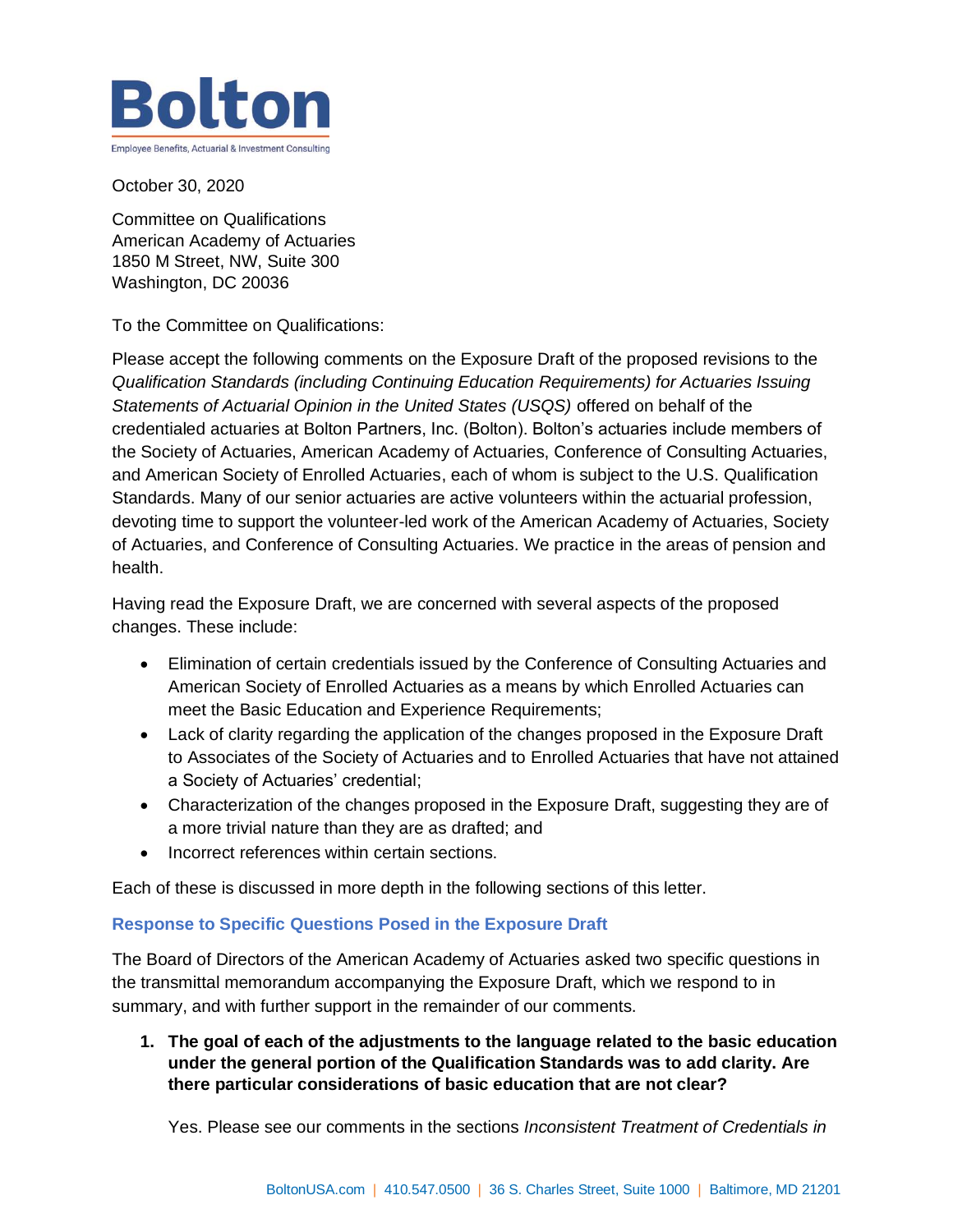# Bolton

Employee Benefits, Actuarial & Investment Consulting

October 30, 2020

Committee on Qualifications
American Academy of Actuaries
1850 M Street, NW, Suite 300
Washington, DC 20036

To the Committee on Qualifications:

Please accept the following comments on the Exposure Draft of the proposed revisions to the *Qualification Standards (including Continuing Education Requirements) for Actuaries Issuing Statements of Actuarial Opinion in the United States (USQS)* offered on behalf of the credentialed actuaries at Bolton Partners, Inc. (Bolton). Bolton's actuaries include members of the Society of Actuaries, American Academy of Actuaries, Conference of Consulting Actuaries, and American Society of Enrolled Actuaries, each of whom is subject to the U.S. Qualification Standards. Many of our senior actuaries are active volunteers within the actuarial profession, devoting time to support the volunteer-led work of the American Academy of Actuaries, Society of Actuaries, and Conference of Consulting Actuaries. We practice in the areas of pension and health.

Having read the Exposure Draft, we are concerned with several aspects of the proposed changes. These include:

- Elimination of certain credentials issued by the Conference of Consulting Actuaries and American Society of Enrolled Actuaries as a means by which Enrolled Actuaries can meet the Basic Education and Experience Requirements;
- Lack of clarity regarding the application of the changes proposed in the Exposure Draft to Associates of the Society of Actuaries and to Enrolled Actuaries that have not attained a Society of Actuaries' credential;
- Characterization of the changes proposed in the Exposure Draft, suggesting they are of a more trivial nature than they are as drafted; and
- Incorrect references within certain sections.

Each of these is discussed in more depth in the following sections of this letter.

## Response to Specific Questions Posed in the Exposure Draft

The Board of Directors of the American Academy of Actuaries asked two specific questions in the transmittal memorandum accompanying the Exposure Draft, which we respond to in summary, and with further support in the remainder of our comments.

1. **The goal of each of the adjustments to the language related to the basic education under the general portion of the Qualification Standards was to add clarity. Are there particular considerations of basic education that are not clear?**

   Yes. Please see our comments in the sections *Inconsistent Treatment of Credentials in*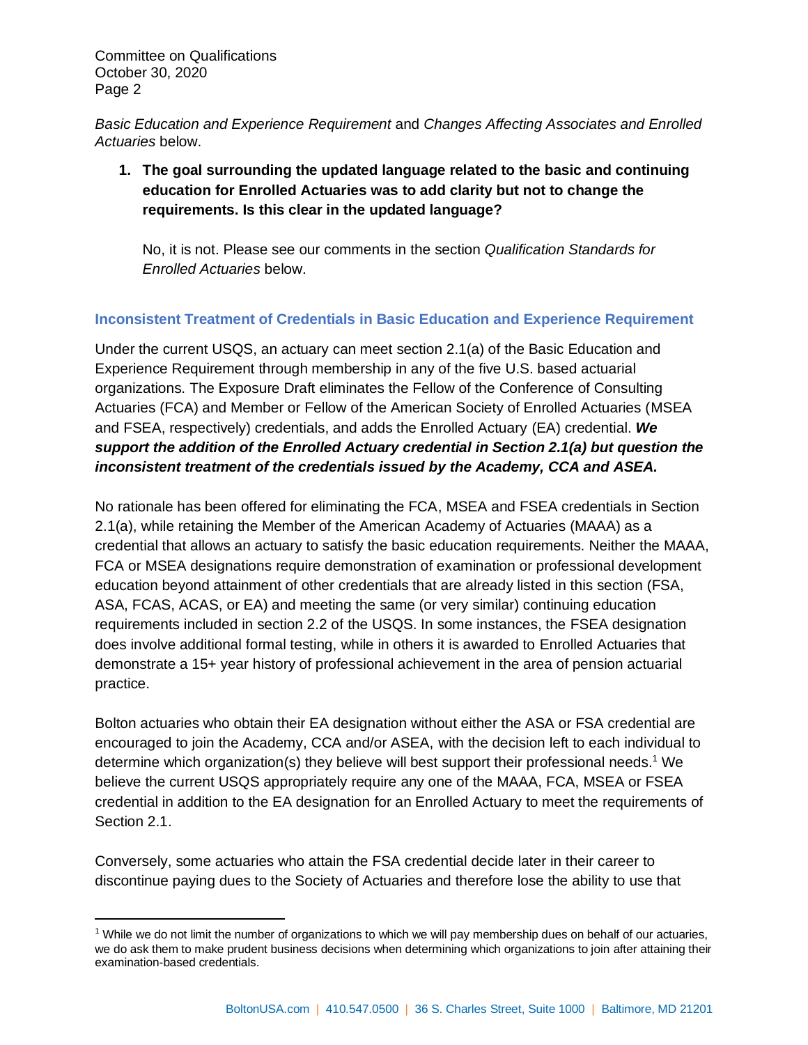*Basic Education and Experience Requirement* and *Changes Affecting Associates and Enrolled Actuaries* below.

1. **The goal surrounding the updated language related to the basic and continuing education for Enrolled Actuaries was to add clarity but not to change the requirements. Is this clear in the updated language?**

   No, it is not. Please see our comments in the section *Qualification Standards for Enrolled Actuaries* below.

### Inconsistent Treatment of Credentials in Basic Education and Experience Requirement

Under the current USQS, an actuary can meet section 2.1(a) of the Basic Education and Experience Requirement through membership in any of the five U.S. based actuarial organizations. The Exposure Draft eliminates the Fellow of the Conference of Consulting Actuaries (FCA) and Member or Fellow of the American Society of Enrolled Actuaries (MSEA and FSEA, respectively) credentials, and adds the Enrolled Actuary (EA) credential. ***We support the addition of the Enrolled Actuary credential in Section 2.1(a) but question the inconsistent treatment of the credentials issued by the Academy, CCA and ASEA.***

No rationale has been offered for eliminating the FCA, MSEA and FSEA credentials in Section 2.1(a), while retaining the Member of the American Academy of Actuaries (MAAA) as a credential that allows an actuary to satisfy the basic education requirements. Neither the MAAA, FCA or MSEA designations require demonstration of examination or professional development education beyond attainment of other credentials that are already listed in this section (FSA, ASA, FCAS, ACAS, or EA) and meeting the same (or very similar) continuing education requirements included in section 2.2 of the USQS. In some instances, the FSEA designation does involve additional formal testing, while in others it is awarded to Enrolled Actuaries that demonstrate a 15+ year history of professional achievement in the area of pension actuarial practice.

Bolton actuaries who obtain their EA designation without either the ASA or FSA credential are encouraged to join the Academy, CCA and/or ASEA, with the decision left to each individual to determine which organization(s) they believe will best support their professional needs.[1] We believe the current USQS appropriately require any one of the MAAA, FCA, MSEA or FSEA credential in addition to the EA designation for an Enrolled Actuary to meet the requirements of Section 2.1.

Conversely, some actuaries who attain the FSA credential decide later in their career to discontinue paying dues to the Society of Actuaries and therefore lose the ability to use that

---

[1] While we do not limit the number of organizations to which we will pay membership dues on behalf of our actuaries, we do ask them to make prudent business decisions when determining which organizations to join after attaining their examination-based credentials.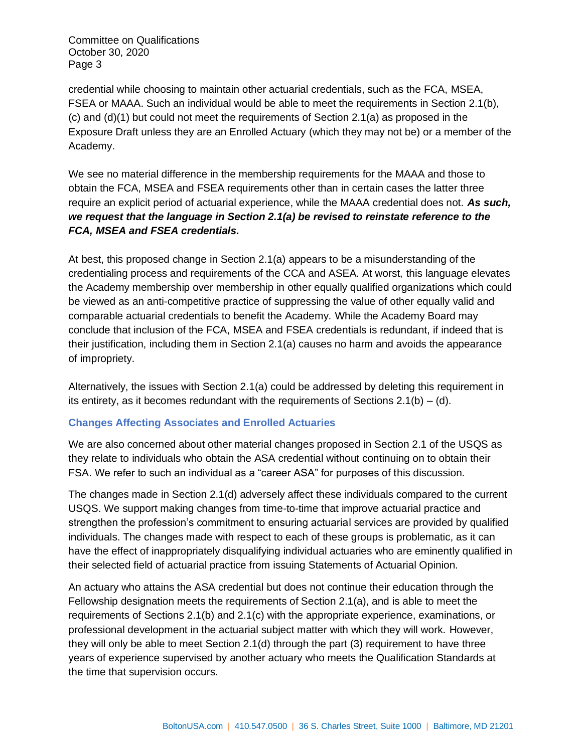credential while choosing to maintain other actuarial credentials, such as the FCA, MSEA, FSEA or MAAA. Such an individual would be able to meet the requirements in Section 2.1(b), (c) and (d)(1) but could not meet the requirements of Section 2.1(a) as proposed in the Exposure Draft unless they are an Enrolled Actuary (which they may not be) or a member of the Academy.

We see no material difference in the membership requirements for the MAAA and those to obtain the FCA, MSEA and FSEA requirements other than in certain cases the latter three require an explicit period of actuarial experience, while the MAAA credential does not. ***As such, we request that the language in Section 2.1(a) be revised to reinstate reference to the FCA, MSEA and FSEA credentials.***

At best, this proposed change in Section 2.1(a) appears to be a misunderstanding of the credentialing process and requirements of the CCA and ASEA. At worst, this language elevates the Academy membership over membership in other equally qualified organizations which could be viewed as an anti-competitive practice of suppressing the value of other equally valid and comparable actuarial credentials to benefit the Academy. While the Academy Board may conclude that inclusion of the FCA, MSEA and FSEA credentials is redundant, if indeed that is their justification, including them in Section 2.1(a) causes no harm and avoids the appearance of impropriety.

Alternatively, the issues with Section 2.1(a) could be addressed by deleting this requirement in its entirety, as it becomes redundant with the requirements of Sections 2.1(b) – (d).

### Changes Affecting Associates and Enrolled Actuaries

We are also concerned about other material changes proposed in Section 2.1 of the USQS as they relate to individuals who obtain the ASA credential without continuing on to obtain their FSA. We refer to such an individual as a "career ASA" for purposes of this discussion.

The changes made in Section 2.1(d) adversely affect these individuals compared to the current USQS. We support making changes from time-to-time that improve actuarial practice and strengthen the profession's commitment to ensuring actuarial services are provided by qualified individuals. The changes made with respect to each of these groups is problematic, as it can have the effect of inappropriately disqualifying individual actuaries who are eminently qualified in their selected field of actuarial practice from issuing Statements of Actuarial Opinion.

An actuary who attains the ASA credential but does not continue their education through the Fellowship designation meets the requirements of Section 2.1(a), and is able to meet the requirements of Sections 2.1(b) and 2.1(c) with the appropriate experience, examinations, or professional development in the actuarial subject matter with which they will work. However, they will only be able to meet Section 2.1(d) through the part (3) requirement to have three years of experience supervised by another actuary who meets the Qualification Standards at the time that supervision occurs.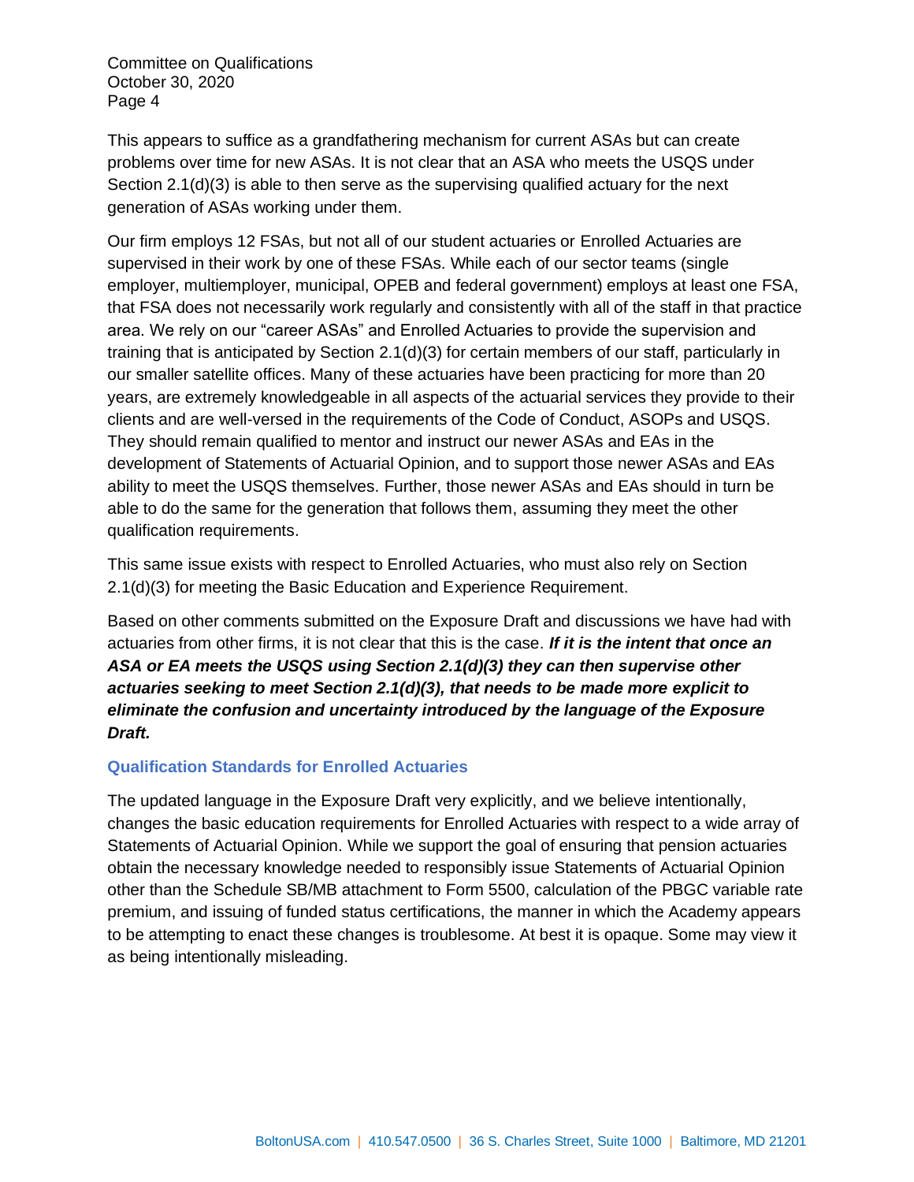This appears to suffice as a grandfathering mechanism for current ASAs but can create problems over time for new ASAs. It is not clear that an ASA who meets the USQS under Section 2.1(d)(3) is able to then serve as the supervising qualified actuary for the next generation of ASAs working under them.

Our firm employs 12 FSAs, but not all of our student actuaries or Enrolled Actuaries are supervised in their work by one of these FSAs. While each of our sector teams (single employer, multiemployer, municipal, OPEB and federal government) employs at least one FSA, that FSA does not necessarily work regularly and consistently with all of the staff in that practice area. We rely on our "career ASAs" and Enrolled Actuaries to provide the supervision and training that is anticipated by Section 2.1(d)(3) for certain members of our staff, particularly in our smaller satellite offices. Many of these actuaries have been practicing for more than 20 years, are extremely knowledgeable in all aspects of the actuarial services they provide to their clients and are well-versed in the requirements of the Code of Conduct, ASOPs and USQS. They should remain qualified to mentor and instruct our newer ASAs and EAs in the development of Statements of Actuarial Opinion, and to support those newer ASAs and EAs ability to meet the USQS themselves. Further, those newer ASAs and EAs should in turn be able to do the same for the generation that follows them, assuming they meet the other qualification requirements.

This same issue exists with respect to Enrolled Actuaries, who must also rely on Section 2.1(d)(3) for meeting the Basic Education and Experience Requirement.

Based on other comments submitted on the Exposure Draft and discussions we have had with actuaries from other firms, it is not clear that this is the case. ***If it is the intent that once an ASA or EA meets the USQS using Section 2.1(d)(3) they can then supervise other actuaries seeking to meet Section 2.1(d)(3), that needs to be made more explicit to eliminate the confusion and uncertainty introduced by the language of the Exposure Draft.***

### Qualification Standards for Enrolled Actuaries

The updated language in the Exposure Draft very explicitly, and we believe intentionally, changes the basic education requirements for Enrolled Actuaries with respect to a wide array of Statements of Actuarial Opinion. While we support the goal of ensuring that pension actuaries obtain the necessary knowledge needed to responsibly issue Statements of Actuarial Opinion other than the Schedule SB/MB attachment to Form 5500, calculation of the PBGC variable rate premium, and issuing of funded status certifications, the manner in which the Academy appears to be attempting to enact these changes is troublesome. At best it is opaque. Some may view it as being intentionally misleading.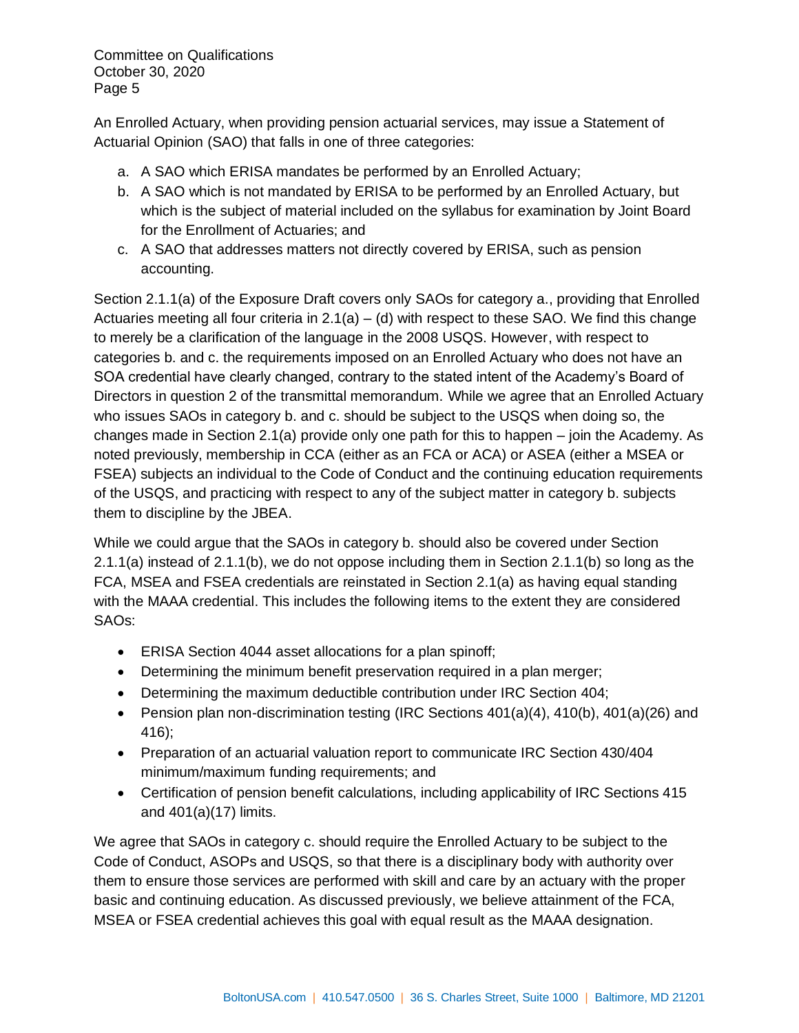An Enrolled Actuary, when providing pension actuarial services, may issue a Statement of Actuarial Opinion (SAO) that falls in one of three categories:

a. A SAO which ERISA mandates be performed by an Enrolled Actuary;
b. A SAO which is not mandated by ERISA to be performed by an Enrolled Actuary, but which is the subject of material included on the syllabus for examination by Joint Board for the Enrollment of Actuaries; and
c. A SAO that addresses matters not directly covered by ERISA, such as pension accounting.

Section 2.1.1(a) of the Exposure Draft covers only SAOs for category a., providing that Enrolled Actuaries meeting all four criteria in 2.1(a) – (d) with respect to these SAO. We find this change to merely be a clarification of the language in the 2008 USQS. However, with respect to categories b. and c. the requirements imposed on an Enrolled Actuary who does not have an SOA credential have clearly changed, contrary to the stated intent of the Academy's Board of Directors in question 2 of the transmittal memorandum. While we agree that an Enrolled Actuary who issues SAOs in category b. and c. should be subject to the USQS when doing so, the changes made in Section 2.1(a) provide only one path for this to happen – join the Academy. As noted previously, membership in CCA (either as an FCA or ACA) or ASEA (either a MSEA or FSEA) subjects an individual to the Code of Conduct and the continuing education requirements of the USQS, and practicing with respect to any of the subject matter in category b. subjects them to discipline by the JBEA.

While we could argue that the SAOs in category b. should also be covered under Section 2.1.1(a) instead of 2.1.1(b), we do not oppose including them in Section 2.1.1(b) so long as the FCA, MSEA and FSEA credentials are reinstated in Section 2.1(a) as having equal standing with the MAAA credential. This includes the following items to the extent they are considered SAOs:

- ERISA Section 4044 asset allocations for a plan spinoff;
- Determining the minimum benefit preservation required in a plan merger;
- Determining the maximum deductible contribution under IRC Section 404;
- Pension plan non-discrimination testing (IRC Sections 401(a)(4), 410(b), 401(a)(26) and 416);
- Preparation of an actuarial valuation report to communicate IRC Section 430/404 minimum/maximum funding requirements; and
- Certification of pension benefit calculations, including applicability of IRC Sections 415 and 401(a)(17) limits.

We agree that SAOs in category c. should require the Enrolled Actuary to be subject to the Code of Conduct, ASOPs and USQS, so that there is a disciplinary body with authority over them to ensure those services are performed with skill and care by an actuary with the proper basic and continuing education. As discussed previously, we believe attainment of the FCA, MSEA or FSEA credential achieves this goal with equal result as the MAAA designation.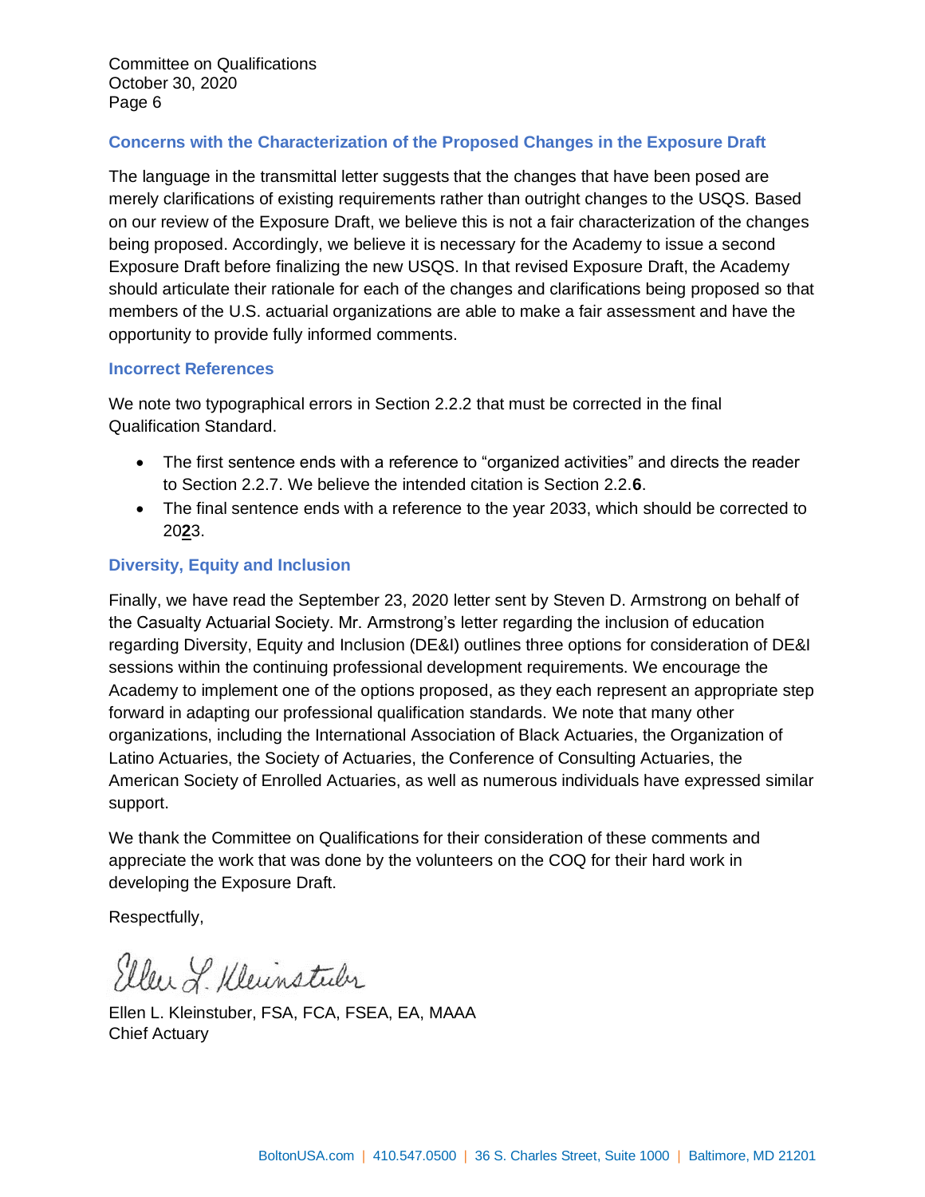Committee on Qualifications
October 30, 2020

### Concerns with the Characterization of the Proposed Changes in the Exposure Draft

The language in the transmittal letter suggests that the changes that have been posed are merely clarifications of existing requirements rather than outright changes to the USQS. Based on our review of the Exposure Draft, we believe this is not a fair characterization of the changes being proposed. Accordingly, we believe it is necessary for the Academy to issue a second Exposure Draft before finalizing the new USQS. In that revised Exposure Draft, the Academy should articulate their rationale for each of the changes and clarifications being proposed so that members of the U.S. actuarial organizations are able to make a fair assessment and have the opportunity to provide fully informed comments.

### Incorrect References

We note two typographical errors in Section 2.2.2 that must be corrected in the final Qualification Standard.

- The first sentence ends with a reference to "organized activities" and directs the reader to Section 2.2.7. We believe the intended citation is Section 2.2.**6**.
- The final sentence ends with a reference to the year 2033, which should be corrected to 20**2**3.

### Diversity, Equity and Inclusion

Finally, we have read the September 23, 2020 letter sent by Steven D. Armstrong on behalf of the Casualty Actuarial Society. Mr. Armstrong's letter regarding the inclusion of education regarding Diversity, Equity and Inclusion (DE&I) outlines three options for consideration of DE&I sessions within the continuing professional development requirements. We encourage the Academy to implement one of the options proposed, as they each represent an appropriate step forward in adapting our professional qualification standards. We note that many other organizations, including the International Association of Black Actuaries, the Organization of Latino Actuaries, the Society of Actuaries, the Conference of Consulting Actuaries, the American Society of Enrolled Actuaries, as well as numerous individuals have expressed similar support.

We thank the Committee on Qualifications for their consideration of these comments and appreciate the work that was done by the volunteers on the COQ for their hard work in developing the Exposure Draft.

Respectfully,

Ellen L. Kleinstuber

Ellen L. Kleinstuber, FSA, FCA, FSEA, EA, MAAA
Chief Actuary

BoltonUSA.com | 410.547.0500 | 36 S. Charles Street, Suite 1000 | Baltimore, MD 21201